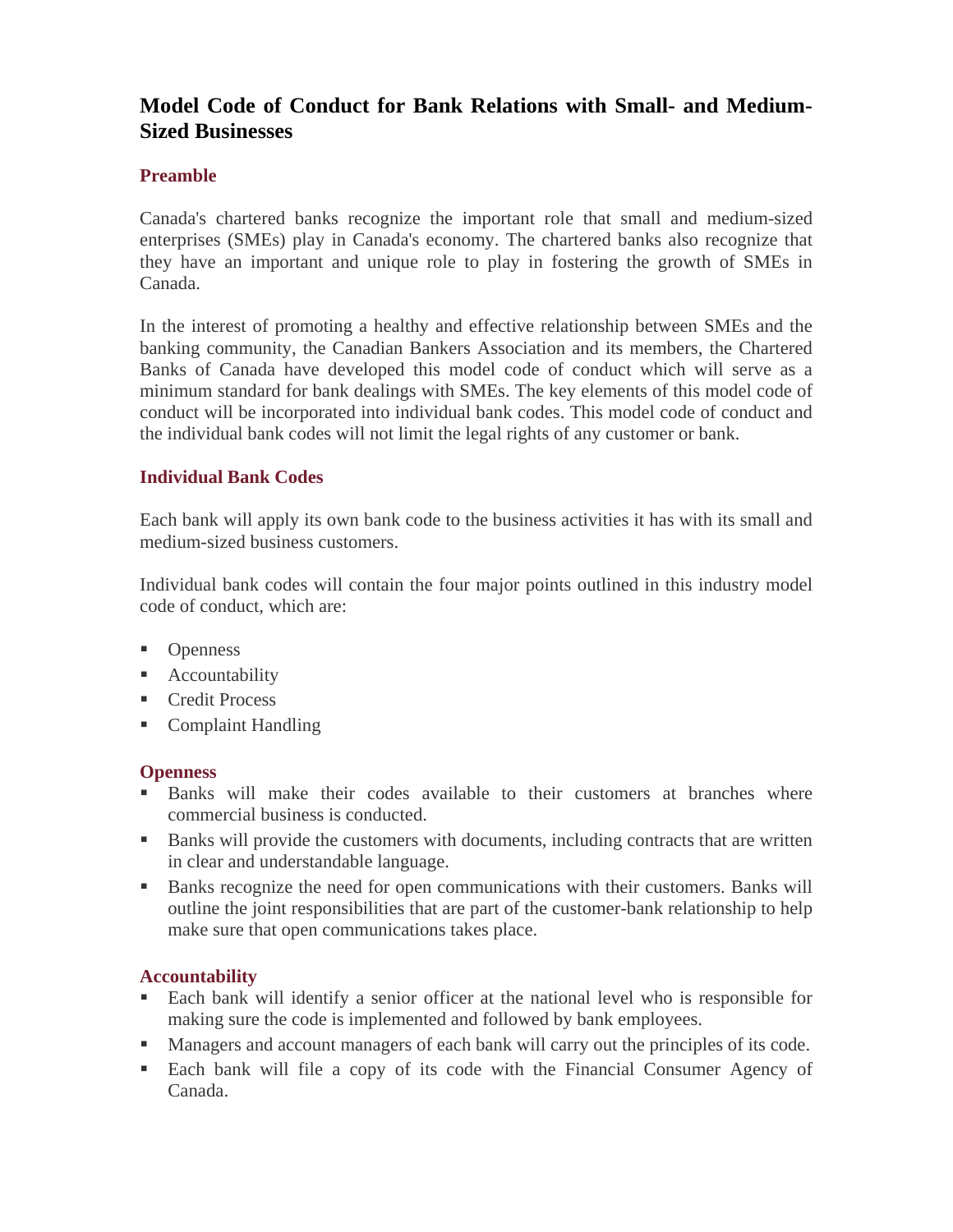# Model Code of Conduct for Bank Relations with Small- and Medium-Sized Businesses

## Preamble

Canada's chartered banks recognize the important role that small and medium-sized enterprises (SMEs) play in Canada's economy. The chartered banks also recognize that they have an important and unique role to play in fostering the growth of SMEs in Canada.

In the interest of promoting a healthy and effective relationship between SMEs and the banking community, the Canadian Bankers Association and its members, the Chartered Banks of Canada have developed this model code of conduct which will serve as a minimum standard for bank dealings with SMEs. The key elements of this model code of conduct will be incorporated into individual bank codes. This model code of conduct and the individual bank codes will not limit the legal rights of any customer or bank.

## Individual Bank Codes

Each bank will apply its own bank code to the business activities it has with its small and medium-sized business customers.

Individual bank codes will contain the four major points outlined in this industry model code of conduct, which are:

- Openness
- Accountability
- Credit Process
- Complaint Handling

## Openness

- Banks will make their codes available to their customers at branches where commercial business is conducted.
- Banks will provide the customers with documents, including contracts that are written in clear and understandable language.
- Banks recognize the need for open communications with their customers. Banks will outline the joint responsibilities that are part of the customer-bank relationship to help make sure that open communications takes place.

## Accountability

- Each bank will identify a senior officer at the national level who is responsible for making sure the code is implemented and followed by bank employees.
- Managers and account managers of each bank will carry out the principles of its code.
- Each bank will file a copy of its code with the Financial Consumer Agency of Canada.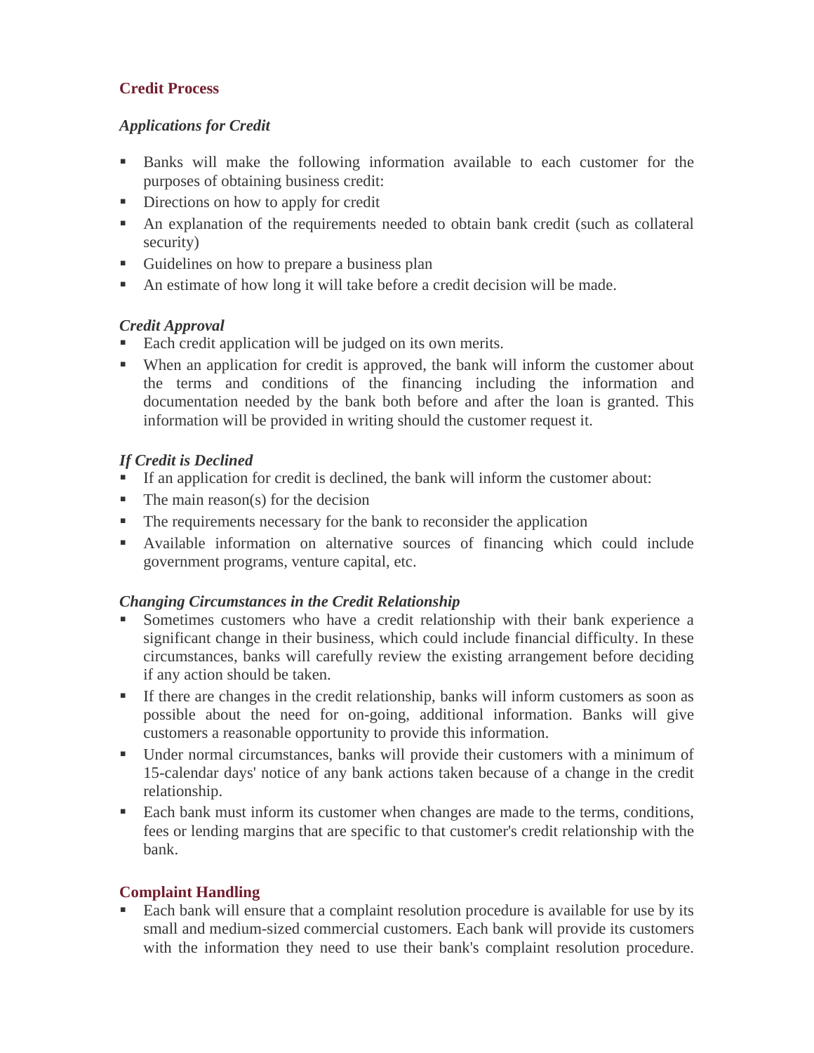## Credit Process

### *Applications for Credit*

- Banks will make the following information available to each customer for the purposes of obtaining business credit:
- Directions on how to apply for credit
- An explanation of the requirements needed to obtain bank credit (such as collateral security)
- Guidelines on how to prepare a business plan
- An estimate of how long it will take before a credit decision will be made.

### *Credit Approval*

- Each credit application will be judged on its own merits.
- When an application for credit is approved, the bank will inform the customer about the terms and conditions of the financing including the information and documentation needed by the bank both before and after the loan is granted. This information will be provided in writing should the customer request it.

### *If Credit is Declined*

- If an application for credit is declined, the bank will inform the customer about:
- The main reason(s) for the decision
- The requirements necessary for the bank to reconsider the application
- Available information on alternative sources of financing which could include government programs, venture capital, etc.

### *Changing Circumstances in the Credit Relationship*

- Sometimes customers who have a credit relationship with their bank experience a significant change in their business, which could include financial difficulty. In these circumstances, banks will carefully review the existing arrangement before deciding if any action should be taken.
- If there are changes in the credit relationship, banks will inform customers as soon as possible about the need for on-going, additional information. Banks will give customers a reasonable opportunity to provide this information.
- Under normal circumstances, banks will provide their customers with a minimum of 15-calendar days' notice of any bank actions taken because of a change in the credit relationship.
- Each bank must inform its customer when changes are made to the terms, conditions, fees or lending margins that are specific to that customer's credit relationship with the bank.

## Complaint Handling

- Each bank will ensure that a complaint resolution procedure is available for use by its small and medium-sized commercial customers. Each bank will provide its customers with the information they need to use their bank's complaint resolution procedure.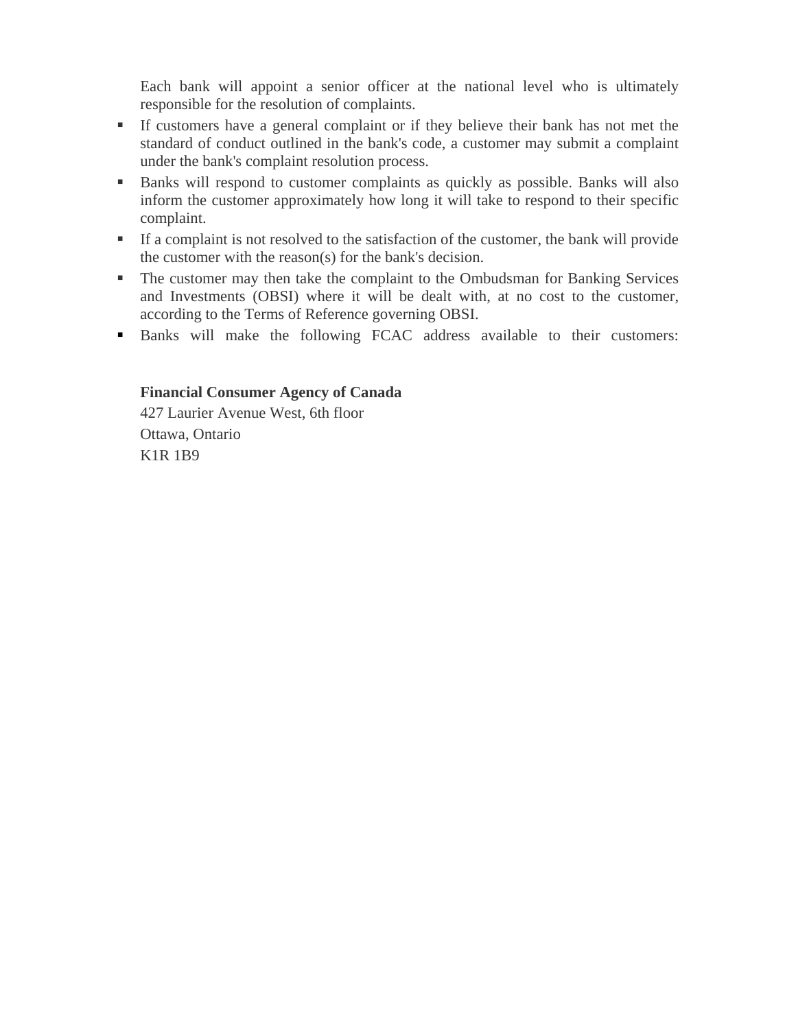Each bank will appoint a senior officer at the national level who is ultimately responsible for the resolution of complaints.

- If customers have a general complaint or if they believe their bank has not met the standard of conduct outlined in the bank's code, a customer may submit a complaint under the bank's complaint resolution process.
- Banks will respond to customer complaints as quickly as possible. Banks will also inform the customer approximately how long it will take to respond to their specific complaint.
- If a complaint is not resolved to the satisfaction of the customer, the bank will provide the customer with the reason(s) for the bank's decision.
- The customer may then take the complaint to the Ombudsman for Banking Services and Investments (OBSI) where it will be dealt with, at no cost to the customer, according to the Terms of Reference governing OBSI.
- Banks will make the following FCAC address available to their customers:

**Financial Consumer Agency of Canada**
427 Laurier Avenue West, 6th floor
Ottawa, Ontario
K1R 1B9